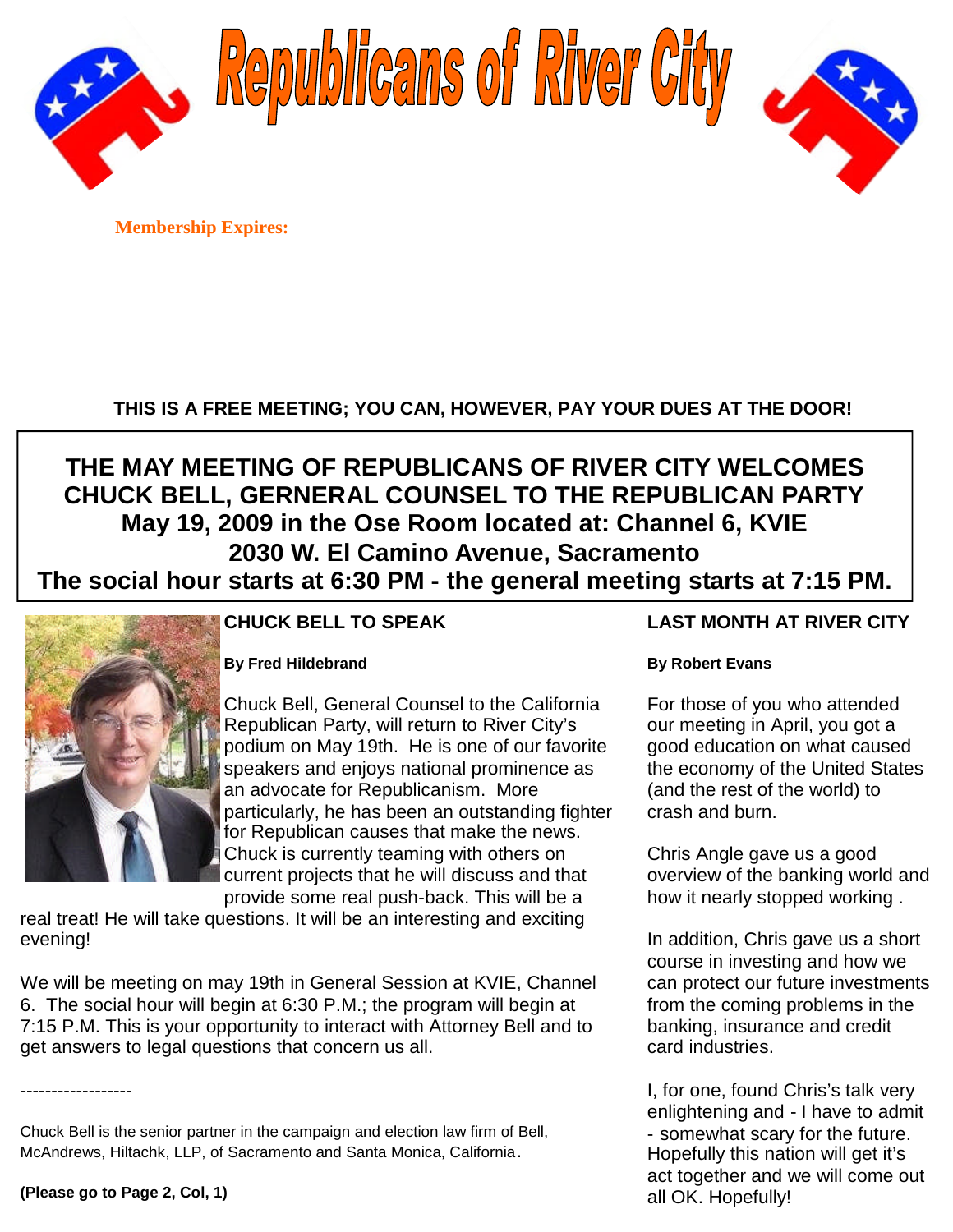# Republicans of River City

**Membership Expires:**

**THIS IS A FREE MEETING; YOU CAN, HOWEVER, PAY YOUR DUES AT THE DOOR!**

## THE MAY MEETING OF REPUBLICANS OF RIVER CITY WELCOMES CHUCK BELL, GERNERAL COUNSEL TO THE REPUBLICAN PARTY
## May 19, 2009 in the Ose Room located at: Channel 6, KVIE
## 2030 W. El Camino Avenue, Sacramento
## The social hour starts at 6:30 PM - the general meeting starts at 7:15 PM.

### CHUCK BELL TO SPEAK

**By Fred Hildebrand**

Chuck Bell, General Counsel to the California Republican Party, will return to River City's podium on May 19th. He is one of our favorite speakers and enjoys national prominence as an advocate for Republicanism. More particularly, he has been an outstanding fighter for Republican causes that make the news. Chuck is currently teaming with others on current projects that he will discuss and that provide some real push-back. This will be a real treat! He will take questions. It will be an interesting and exciting evening!

We will be meeting on may 19th in General Session at KVIE, Channel 6. The social hour will begin at 6:30 P.M.; the program will begin at 7:15 P.M. This is your opportunity to interact with Attorney Bell and to get answers to legal questions that concern us all.

------------------

Chuck Bell is the senior partner in the campaign and election law firm of Bell, McAndrews, Hiltachk, LLP, of Sacramento and Santa Monica, California.

**(Please go to Page 2, Col, 1)**

### LAST MONTH AT RIVER CITY

**By Robert Evans**

For those of you who attended our meeting in April, you got a good education on what caused the economy of the United States (and the rest of the world) to crash and burn.

Chris Angle gave us a good overview of the banking world and how it nearly stopped working .

In addition, Chris gave us a short course in investing and how we can protect our future investments from the coming problems in the banking, insurance and credit card industries.

I, for one, found Chris's talk very enlightening and - I have to admit - somewhat scary for the future. Hopefully this nation will get it's act together and we will come out all OK. Hopefully!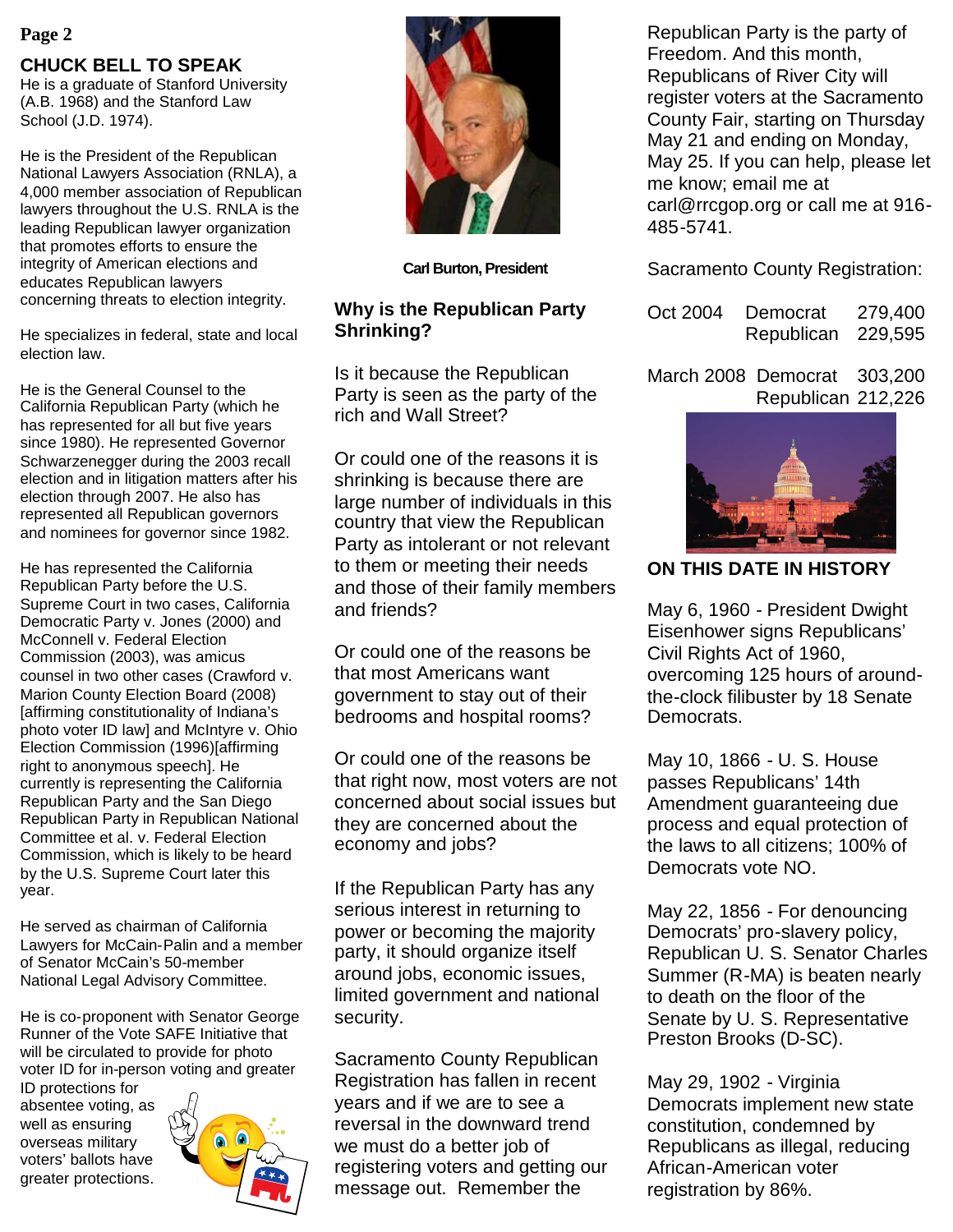## CHUCK BELL TO SPEAK

He is a graduate of Stanford University (A.B. 1968) and the Stanford Law School (J.D. 1974).

He is the President of the Republican National Lawyers Association (RNLA), a 4,000 member association of Republican lawyers throughout the U.S. RNLA is the leading Republican lawyer organization that promotes efforts to ensure the integrity of American elections and educates Republican lawyers concerning threats to election integrity.

He specializes in federal, state and local election law.

He is the General Counsel to the California Republican Party (which he has represented for all but five years since 1980). He represented Governor Schwarzenegger during the 2003 recall election and in litigation matters after his election through 2007. He also has represented all Republican governors and nominees for governor since 1982.

He has represented the California Republican Party before the U.S. Supreme Court in two cases, California Democratic Party v. Jones (2000) and McConnell v. Federal Election Commission (2003), was amicus counsel in two other cases (Crawford v. Marion County Election Board (2008) [affirming constitutionality of Indiana's photo voter ID law] and McIntyre v. Ohio Election Commission (1996)[affirming right to anonymous speech]. He currently is representing the California Republican Party and the San Diego Republican Party in Republican National Committee et al. v. Federal Election Commission, which is likely to be heard by the U.S. Supreme Court later this year.

He served as chairman of California Lawyers for McCain-Palin and a member of Senator McCain's 50-member National Legal Advisory Committee.

He is co-proponent with Senator George Runner of the Vote SAFE Initiative that will be circulated to provide for photo voter ID for in-person voting and greater ID protections for absentee voting, as well as ensuring overseas military voters' ballots have greater protections.

Carl Burton, President

## Why is the Republican Party Shrinking?

Is it because the Republican Party is seen as the party of the rich and Wall Street?

Or could one of the reasons it is shrinking is because there are large number of individuals in this country that view the Republican Party as intolerant or not relevant to them or meeting their needs and those of their family members and friends?

Or could one of the reasons be that most Americans want government to stay out of their bedrooms and hospital rooms?

Or could one of the reasons be that right now, most voters are not concerned about social issues but they are concerned about the economy and jobs?

If the Republican Party has any serious interest in returning to power or becoming the majority party, it should organize itself around jobs, economic issues, limited government and national security.

Sacramento County Republican Registration has fallen in recent years and if we are to see a reversal in the downward trend we must do a better job of registering voters and getting our message out. Remember the Republican Party is the party of Freedom. And this month, Republicans of River City will register voters at the Sacramento County Fair, starting on Thursday May 21 and ending on Monday, May 25. If you can help, please let me know; email me at carl@rrcgop.org or call me at 916-485-5741.

Sacramento County Registration:

| | | |
|---|---|---|
| Oct 2004 | Democrat | 279,400 |
| | Republican | 229,595 |
| March 2008 | Democrat | 303,200 |
| | Republican | 212,226 |

## ON THIS DATE IN HISTORY

May 6, 1960 - President Dwight Eisenhower signs Republicans' Civil Rights Act of 1960, overcoming 125 hours of around-the-clock filibuster by 18 Senate Democrats.

May 10, 1866 - U. S. House passes Republicans' 14th Amendment guaranteeing due process and equal protection of the laws to all citizens; 100% of Democrats vote NO.

May 22, 1856 - For denouncing Democrats' pro-slavery policy, Republican U. S. Senator Charles Summer (R-MA) is beaten nearly to death on the floor of the Senate by U. S. Representative Preston Brooks (D-SC).

May 29, 1902 - Virginia Democrats implement new state constitution, condemned by Republicans as illegal, reducing African-American voter registration by 86%.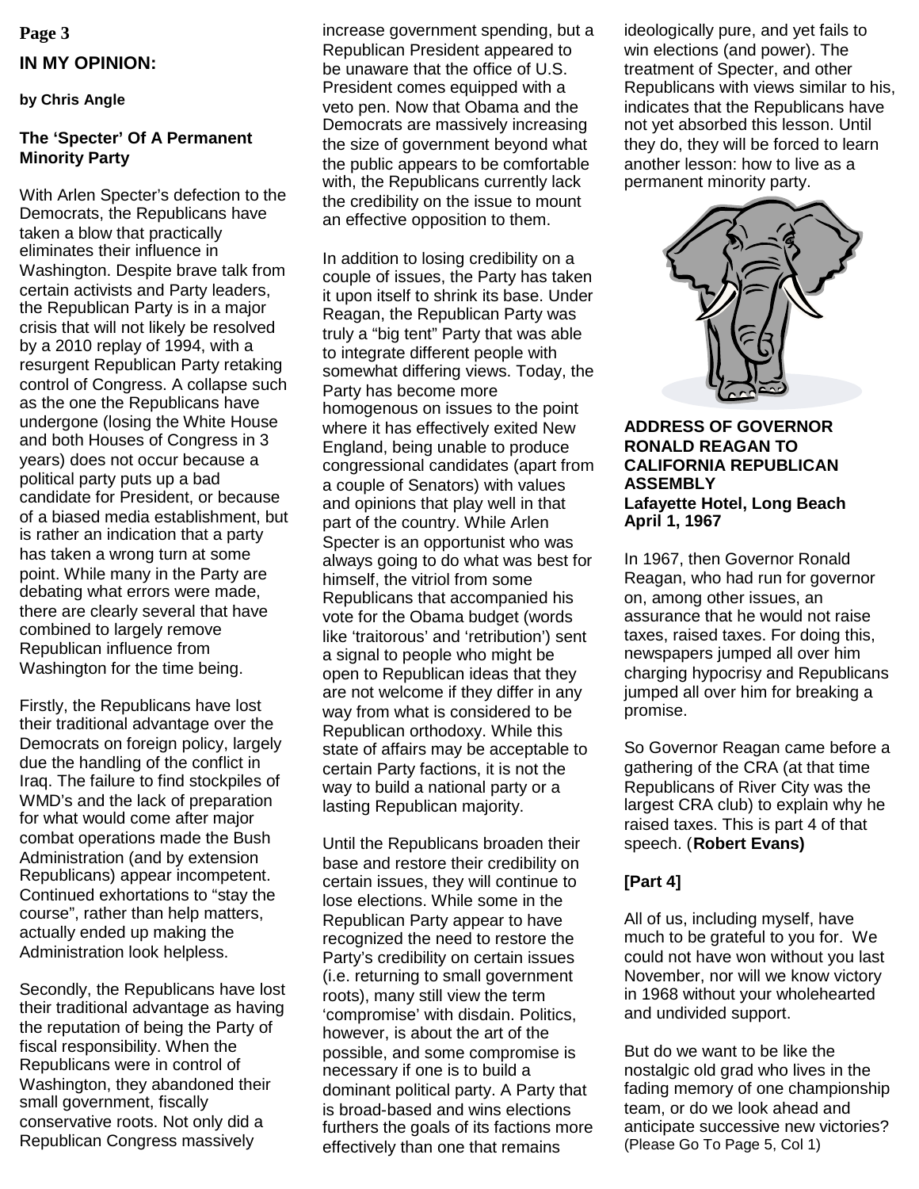## IN MY OPINION:

**by Chris Angle**

### The 'Specter' Of A Permanent Minority Party

With Arlen Specter's defection to the Democrats, the Republicans have taken a blow that practically eliminates their influence in Washington. Despite brave talk from certain activists and Party leaders, the Republican Party is in a major crisis that will not likely be resolved by a 2010 replay of 1994, with a resurgent Republican Party retaking control of Congress. A collapse such as the one the Republicans have undergone (losing the White House and both Houses of Congress in 3 years) does not occur because a political party puts up a bad candidate for President, or because of a biased media establishment, but is rather an indication that a party has taken a wrong turn at some point. While many in the Party are debating what errors were made, there are clearly several that have combined to largely remove Republican influence from Washington for the time being.

Firstly, the Republicans have lost their traditional advantage over the Democrats on foreign policy, largely due the handling of the conflict in Iraq. The failure to find stockpiles of WMD's and the lack of preparation for what would come after major combat operations made the Bush Administration (and by extension Republicans) appear incompetent. Continued exhortations to "stay the course", rather than help matters, actually ended up making the Administration look helpless.

Secondly, the Republicans have lost their traditional advantage as having the reputation of being the Party of fiscal responsibility. When the Republicans were in control of Washington, they abandoned their small government, fiscally conservative roots. Not only did a Republican Congress massively increase government spending, but a Republican President appeared to be unaware that the office of U.S. President comes equipped with a veto pen. Now that Obama and the Democrats are massively increasing the size of government beyond what the public appears to be comfortable with, the Republicans currently lack the credibility on the issue to mount an effective opposition to them.

In addition to losing credibility on a couple of issues, the Party has taken it upon itself to shrink its base. Under Reagan, the Republican Party was truly a "big tent" Party that was able to integrate different people with somewhat differing views. Today, the Party has become more homogenous on issues to the point where it has effectively exited New England, being unable to produce congressional candidates (apart from a couple of Senators) with values and opinions that play well in that part of the country. While Arlen Specter is an opportunist who was always going to do what was best for himself, the vitriol from some Republicans that accompanied his vote for the Obama budget (words like 'traitorous' and 'retribution') sent a signal to people who might be open to Republican ideas that they are not welcome if they differ in any way from what is considered to be Republican orthodoxy. While this state of affairs may be acceptable to certain Party factions, it is not the way to build a national party or a lasting Republican majority.

Until the Republicans broaden their base and restore their credibility on certain issues, they will continue to lose elections. While some in the Republican Party appear to have recognized the need to restore the Party's credibility on certain issues (i.e. returning to small government roots), many still view the term 'compromise' with disdain. Politics, however, is about the art of the possible, and some compromise is necessary if one is to build a dominant political party. A Party that is broad-based and wins elections furthers the goals of its factions more effectively than one that remains ideologically pure, and yet fails to win elections (and power). The treatment of Specter, and other Republicans with views similar to his, indicates that the Republicans have not yet absorbed this lesson. Until they do, they will be forced to learn another lesson: how to live as a permanent minority party.

### ADDRESS OF GOVERNOR RONALD REAGAN TO CALIFORNIA REPUBLICAN ASSEMBLY

**Lafayette Hotel, Long Beach**
**April 1, 1967**

In 1967, then Governor Ronald Reagan, who had run for governor on, among other issues, an assurance that he would not raise taxes, raised taxes. For doing this, newspapers jumped all over him charging hypocrisy and Republicans jumped all over him for breaking a promise.

So Governor Reagan came before a gathering of the CRA (at that time Republicans of River City was the largest CRA club) to explain why he raised taxes. This is part 4 of that speech. (**Robert Evans)**

**[Part 4]**

All of us, including myself, have much to be grateful to you for. We could not have won without you last November, nor will we know victory in 1968 without your wholehearted and undivided support.

But do we want to be like the nostalgic old grad who lives in the fading memory of one championship team, or do we look ahead and anticipate successive new victories?
(Please Go To Page 5, Col 1)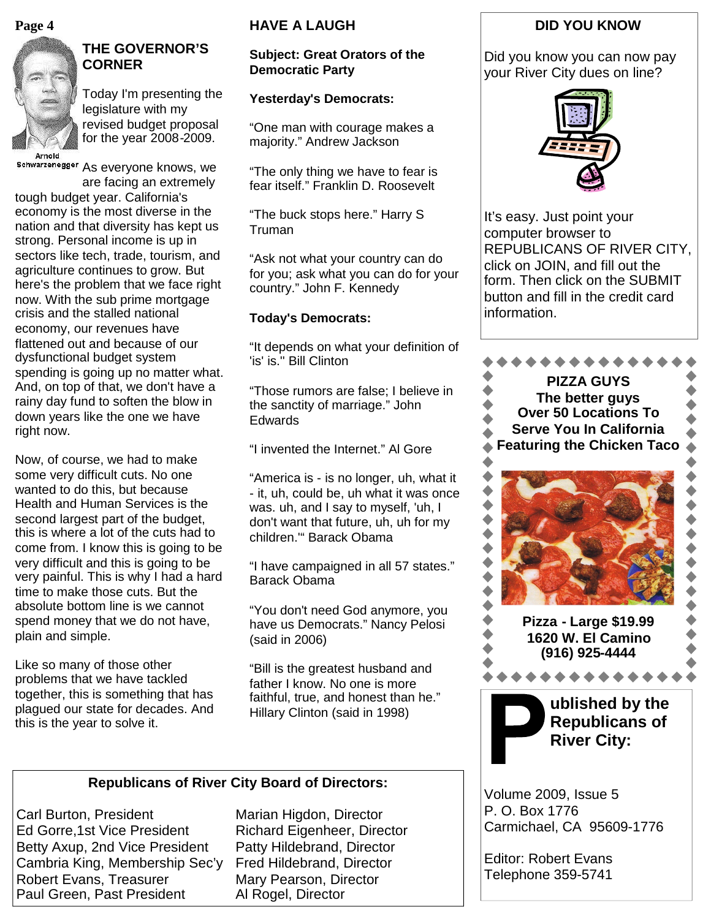## THE GOVERNOR'S CORNER

Arnold Schwarzenegger

Today I'm presenting the legislature with my revised budget proposal for the year 2008-2009.

As everyone knows, we are facing an extremely tough budget year. California's economy is the most diverse in the nation and that diversity has kept us strong. Personal income is up in sectors like tech, trade, tourism, and agriculture continues to grow. But here's the problem that we face right now. With the sub prime mortgage crisis and the stalled national economy, our revenues have flattened out and because of our dysfunctional budget system spending is going up no matter what. And, on top of that, we don't have a rainy day fund to soften the blow in down years like the one we have right now.

Now, of course, we had to make some very difficult cuts. No one wanted to do this, but because Health and Human Services is the second largest part of the budget, this is where a lot of the cuts had to come from. I know this is going to be very difficult and this is going to be very painful. This is why I had a hard time to make those cuts. But the absolute bottom line is we cannot spend money that we do not have, plain and simple.

Like so many of those other problems that we have tackled together, this is something that has plagued our state for decades. And this is the year to solve it.

## HAVE A LAUGH

**Subject: Great Orators of the Democratic Party**

**Yesterday's Democrats:**

"One man with courage makes a majority." Andrew Jackson

"The only thing we have to fear is fear itself." Franklin D. Roosevelt

"The buck stops here." Harry S Truman

"Ask not what your country can do for you; ask what you can do for your country." John F. Kennedy

**Today's Democrats:**

"It depends on what your definition of 'is' is." Bill Clinton

"Those rumors are false; I believe in the sanctity of marriage." John Edwards

"I invented the Internet." Al Gore

"America is - is no longer, uh, what it - it, uh, could be, uh what it was once was. uh, and I say to myself, 'uh, I don't want that future, uh, uh for my children.'" Barack Obama

"I have campaigned in all 57 states." Barack Obama

"You don't need God anymore, you have us Democrats." Nancy Pelosi (said in 2006)

"Bill is the greatest husband and father I know. No one is more faithful, true, and honest than he." Hillary Clinton (said in 1998)

## Republicans of River City Board of Directors:

Carl Burton, President
Ed Gorre,1st Vice President
Betty Axup, 2nd Vice President
Cambria King, Membership Sec'y
Robert Evans, Treasurer
Paul Green, Past President
Marian Higdon, Director
Richard Eigenheer, Director
Patty Hildebrand, Director
Fred Hildebrand, Director
Mary Pearson, Director
Al Rogel, Director

## DID YOU KNOW

Did you know you can now pay your River City dues on line?

It's easy. Just point your computer browser to REPUBLICANS OF RIVER CITY, click on JOIN, and fill out the form. Then click on the SUBMIT button and fill in the credit card information.

**PIZZA GUYS**
**The better guys**
**Over 50 Locations To Serve You In California**
**Featuring the Chicken Taco**

**Pizza - Large $19.99**
**1620 W. El Camino**
**(916) 925-4444**

**Published by the Republicans of River City:**

Volume 2009, Issue 5
P. O. Box 1776
Carmichael, CA 95609-1776

Editor: Robert Evans
Telephone 359-5741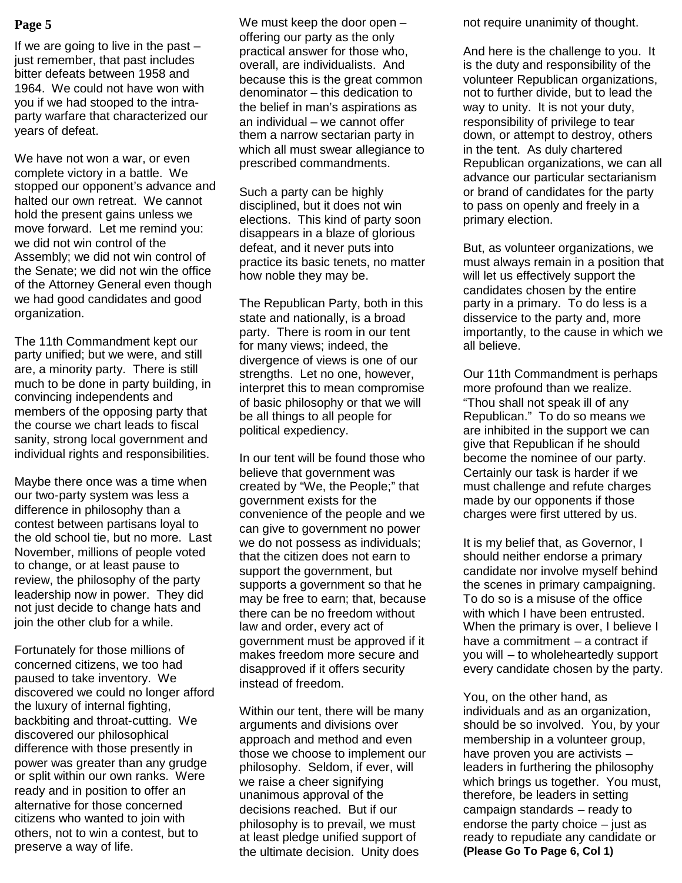If we are going to live in the past – just remember, that past includes bitter defeats between 1958 and 1964. We could not have won with you if we had stooped to the intra-party warfare that characterized our years of defeat.

We have not won a war, or even complete victory in a battle. We stopped our opponent's advance and halted our own retreat. We cannot hold the present gains unless we move forward. Let me remind you: we did not win control of the Assembly; we did not win control of the Senate; we did not win the office of the Attorney General even though we had good candidates and good organization.

The 11th Commandment kept our party unified; but we were, and still are, a minority party. There is still much to be done in party building, in convincing independents and members of the opposing party that the course we chart leads to fiscal sanity, strong local government and individual rights and responsibilities.

Maybe there once was a time when our two-party system was less a difference in philosophy than a contest between partisans loyal to the old school tie, but no more. Last November, millions of people voted to change, or at least pause to review, the philosophy of the party leadership now in power. They did not just decide to change hats and join the other club for a while.

Fortunately for those millions of concerned citizens, we too had paused to take inventory. We discovered we could no longer afford the luxury of internal fighting, backbiting and throat-cutting. We discovered our philosophical difference with those presently in power was greater than any grudge or split within our own ranks. Were ready and in position to offer an alternative for those concerned citizens who wanted to join with others, not to win a contest, but to preserve a way of life.

We must keep the door open – offering our party as the only practical answer for those who, overall, are individualists. And because this is the great common denominator – this dedication to the belief in man's aspirations as an individual – we cannot offer them a narrow sectarian party in which all must swear allegiance to prescribed commandments.

Such a party can be highly disciplined, but it does not win elections. This kind of party soon disappears in a blaze of glorious defeat, and it never puts into practice its basic tenets, no matter how noble they may be.

The Republican Party, both in this state and nationally, is a broad party. There is room in our tent for many views; indeed, the divergence of views is one of our strengths. Let no one, however, interpret this to mean compromise of basic philosophy or that we will be all things to all people for political expediency.

In our tent will be found those who believe that government was created by "We, the People;" that government exists for the convenience of the people and we can give to government no power we do not possess as individuals; that the citizen does not earn to support the government, but supports a government so that he may be free to earn; that, because there can be no freedom without law and order, every act of government must be approved if it makes freedom more secure and disapproved if it offers security instead of freedom.

Within our tent, there will be many arguments and divisions over approach and method and even those we choose to implement our philosophy. Seldom, if ever, will we raise a cheer signifying unanimous approval of the decisions reached. But if our philosophy is to prevail, we must at least pledge unified support of the ultimate decision. Unity does not require unanimity of thought.

And here is the challenge to you. It is the duty and responsibility of the volunteer Republican organizations, not to further divide, but to lead the way to unity. It is not your duty, responsibility of privilege to tear down, or attempt to destroy, others in the tent. As duly chartered Republican organizations, we can all advance our particular sectarianism or brand of candidates for the party to pass on openly and freely in a primary election.

But, as volunteer organizations, we must always remain in a position that will let us effectively support the candidates chosen by the entire party in a primary. To do less is a disservice to the party and, more importantly, to the cause in which we all believe.

Our 11th Commandment is perhaps more profound than we realize. "Thou shall not speak ill of any Republican." To do so means we are inhibited in the support we can give that Republican if he should become the nominee of our party. Certainly our task is harder if we must challenge and refute charges made by our opponents if those charges were first uttered by us.

It is my belief that, as Governor, I should neither endorse a primary candidate nor involve myself behind the scenes in primary campaigning. To do so is a misuse of the office with which I have been entrusted. When the primary is over, I believe I have a commitment – a contract if you will – to wholeheartedly support every candidate chosen by the party.

You, on the other hand, as individuals and as an organization, should be so involved. You, by your membership in a volunteer group, have proven you are activists – leaders in furthering the philosophy which brings us together. You must, therefore, be leaders in setting campaign standards – ready to endorse the party choice – just as ready to repudiate any candidate or **(Please Go To Page 6, Col 1)**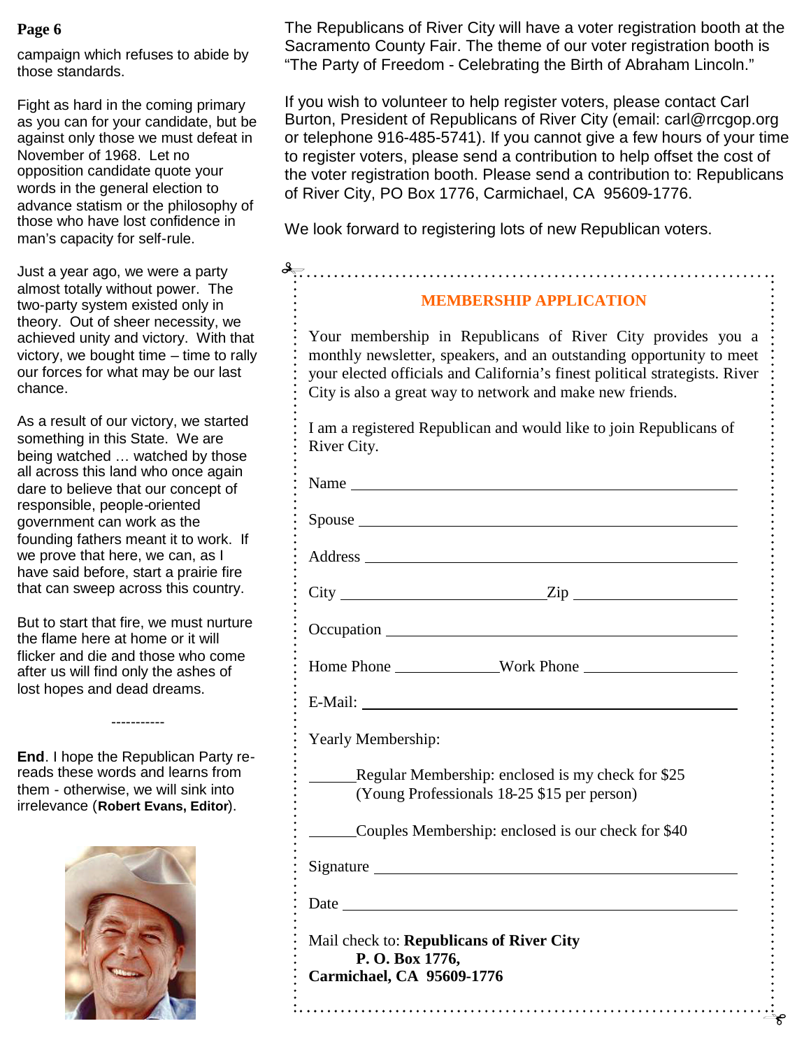campaign which refuses to abide by those standards.

Fight as hard in the coming primary as you can for your candidate, but be against only those we must defeat in November of 1968. Let no opposition candidate quote your words in the general election to advance statism or the philosophy of those who have lost confidence in man's capacity for self-rule.

Just a year ago, we were a party almost totally without power. The two-party system existed only in theory. Out of sheer necessity, we achieved unity and victory. With that victory, we bought time – time to rally our forces for what may be our last chance.

As a result of our victory, we started something in this State. We are being watched … watched by those all across this land who once again dare to believe that our concept of responsible, people-oriented government can work as the founding fathers meant it to work. If we prove that here, we can, as I have said before, start a prairie fire that can sweep across this country.

But to start that fire, we must nurture the flame here at home or it will flicker and die and those who come after us will find only the ashes of lost hopes and dead dreams.

-----------

**End**. I hope the Republican Party re-reads these words and learns from them - otherwise, we will sink into irrelevance (**Robert Evans, Editor**).

The Republicans of River City will have a voter registration booth at the Sacramento County Fair. The theme of our voter registration booth is "The Party of Freedom - Celebrating the Birth of Abraham Lincoln."

If you wish to volunteer to help register voters, please contact Carl Burton, President of Republicans of River City (email: carl@rrcgop.org or telephone 916-485-5741). If you cannot give a few hours of your time to register voters, please send a contribution to help offset the cost of the voter registration booth. Please send a contribution to: Republicans of River City, PO Box 1776, Carmichael, CA 95609-1776.

We look forward to registering lots of new Republican voters.

## MEMBERSHIP APPLICATION

Your membership in Republicans of River City provides you a monthly newsletter, speakers, and an outstanding opportunity to meet your elected officials and California's finest political strategists. River City is also a great way to network and make new friends.

I am a registered Republican and would like to join Republicans of River City.

Name ______________________________

Spouse ______________________________

Address ______________________________

City ______________ Zip ______________

Occupation ______________________________

Home Phone ____________ Work Phone ____________

E-Mail: ______________________________

Yearly Membership:

______ Regular Membership: enclosed is my check for $25
(Young Professionals 18-25 $15 per person)

______ Couples Membership: enclosed is our check for $40

Signature ______________________________

Date ______________________________

Mail check to: **Republicans of River City**
**P. O. Box 1776,**
**Carmichael, CA 95609-1776**